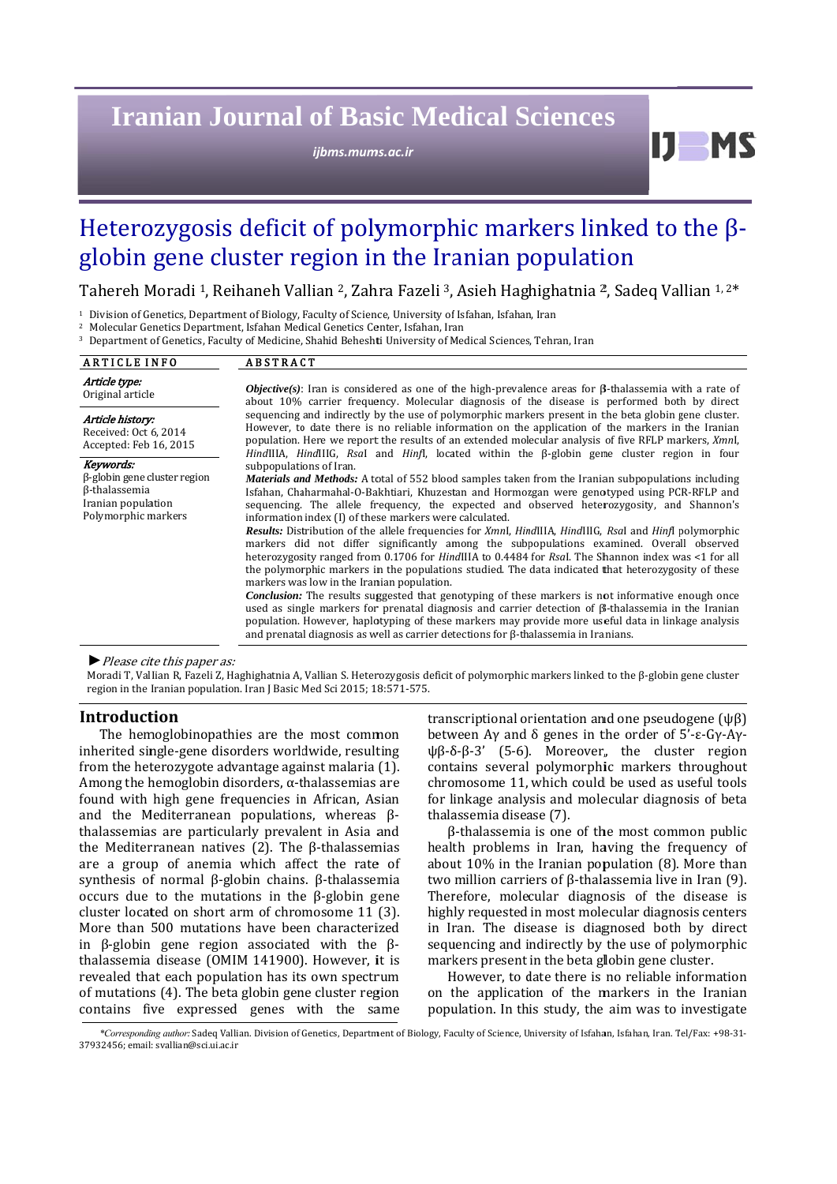# Heterozygosis deficit of polymorphic markers linked to the β-globin gene cluster region in the Iranian population

Tahereh Moradi [1], Reihaneh Vallian [2], Zahra Fazeli [3], Asieh Haghighatnia [2], Sadeq Vallian [1, 2*]

[1] Division of Genetics, Department of Biology, Faculty of Science, University of Isfahan, Isfahan, Iran
[2] Molecular Genetics Department, Isfahan Medical Genetics Center, Isfahan, Iran
[3] Department of Genetics, Faculty of Medicine, Shahid Beheshti University of Medical Sciences, Tehran, Iran

**ARTICLE INFO**

*Article type:*
Original article

*Article history:*
Received: Oct 6, 2014
Accepted: Feb 16, 2015

*Keywords:*
β-globin gene cluster region
β-thalassemia
Iranian population
Polymorphic markers

**ABSTRACT**

***Objective(s)***: Iran is considered as one of the high-prevalence areas for β-thalassemia with a rate of about 10% carrier frequency. Molecular diagnosis of the disease is performed both by direct sequencing and indirectly by the use of polymorphic markers present in the beta globin gene cluster. However, to date there is no reliable information on the application of the markers in the Iranian population. Here we report the results of an extended molecular analysis of five RFLP markers, *Xmn*I, *Hind*IIIA, *Hind*IIIG, *Rsa*I and *Hinf*I, located within the β-globin gene cluster region in four subpopulations of Iran.

***Materials and Methods:*** A total of 552 blood samples taken from the Iranian subpopulations including Isfahan, Chaharmahal-O-Bakhtiari, Khuzestan and Hormozgan were genotyped using PCR-RFLP and sequencing. The allele frequency, the expected and observed heterozygosity, and Shannon's information index (I) of these markers were calculated.

***Results:*** Distribution of the allele frequencies for *Xmn*I, *Hind*IIIA, *Hind*IIIG, *Rsa*I and *Hinf*I polymorphic markers did not differ significantly among the subpopulations examined. Overall observed heterozygosity ranged from 0.1706 for *Hind*IIIA to 0.4484 for *Rsa*I. The Shannon index was <1 for all the polymorphic markers in the populations studied. The data indicated that heterozygosity of these markers was low in the Iranian population.

***Conclusion:*** The results suggested that genotyping of these markers is not informative enough once used as single markers for prenatal diagnosis and carrier detection of β-thalassemia in the Iranian population. However, haplotyping of these markers may provide more useful data in linkage analysis and prenatal diagnosis as well as carrier detections for β-thalassemia in Iranians.

► *Please cite this paper as:*
Moradi T, Vallian R, Fazeli Z, Haghighatnia A, Vallian S. Heterozygosis deficit of polymorphic markers linked to the β-globin gene cluster region in the Iranian population. Iran J Basic Med Sci 2015; 18:571-575.

## Introduction

The hemoglobinopathies are the most common inherited single-gene disorders worldwide, resulting from the heterozygote advantage against malaria (1). Among the hemoglobin disorders, α-thalassemias are found with high gene frequencies in African, Asian and the Mediterranean populations, whereas β-thalassemias are particularly prevalent in Asia and the Mediterranean natives (2). The β-thalassemias are a group of anemia which affect the rate of synthesis of normal β-globin chains. β-thalassemia occurs due to the mutations in the β-globin gene cluster located on short arm of chromosome 11 (3). More than 500 mutations have been characterized in β-globin gene region associated with the β-thalassemia disease (OMIM 141900). However, it is revealed that each population has its own spectrum of mutations (4). The beta globin gene cluster region contains five expressed genes with the same transcriptional orientation and one pseudogene (ψβ) between Aγ and δ genes in the order of 5'-ε-Gγ-Aγ-ψβ-δ-β-3' (5-6). Moreover, the cluster region contains several polymorphic markers throughout chromosome 11, which could be used as useful tools for linkage analysis and molecular diagnosis of beta thalassemia disease (7).

β-thalassemia is one of the most common public health problems in Iran, having the frequency of about 10% in the Iranian population (8). More than two million carriers of β-thalassemia live in Iran (9). Therefore, molecular diagnosis of the disease is highly requested in most molecular diagnosis centers in Iran. The disease is diagnosed both by direct sequencing and indirectly by the use of polymorphic markers present in the beta globin gene cluster.

However, to date there is no reliable information on the application of the markers in the Iranian population. In this study, the aim was to investigate

*Corresponding author: Sadeq Vallian. Division of Genetics, Department of Biology, Faculty of Science, University of Isfahan, Isfahan, Iran. Tel/Fax: +98-31-37932456; email: svallian@sci.ui.ac.ir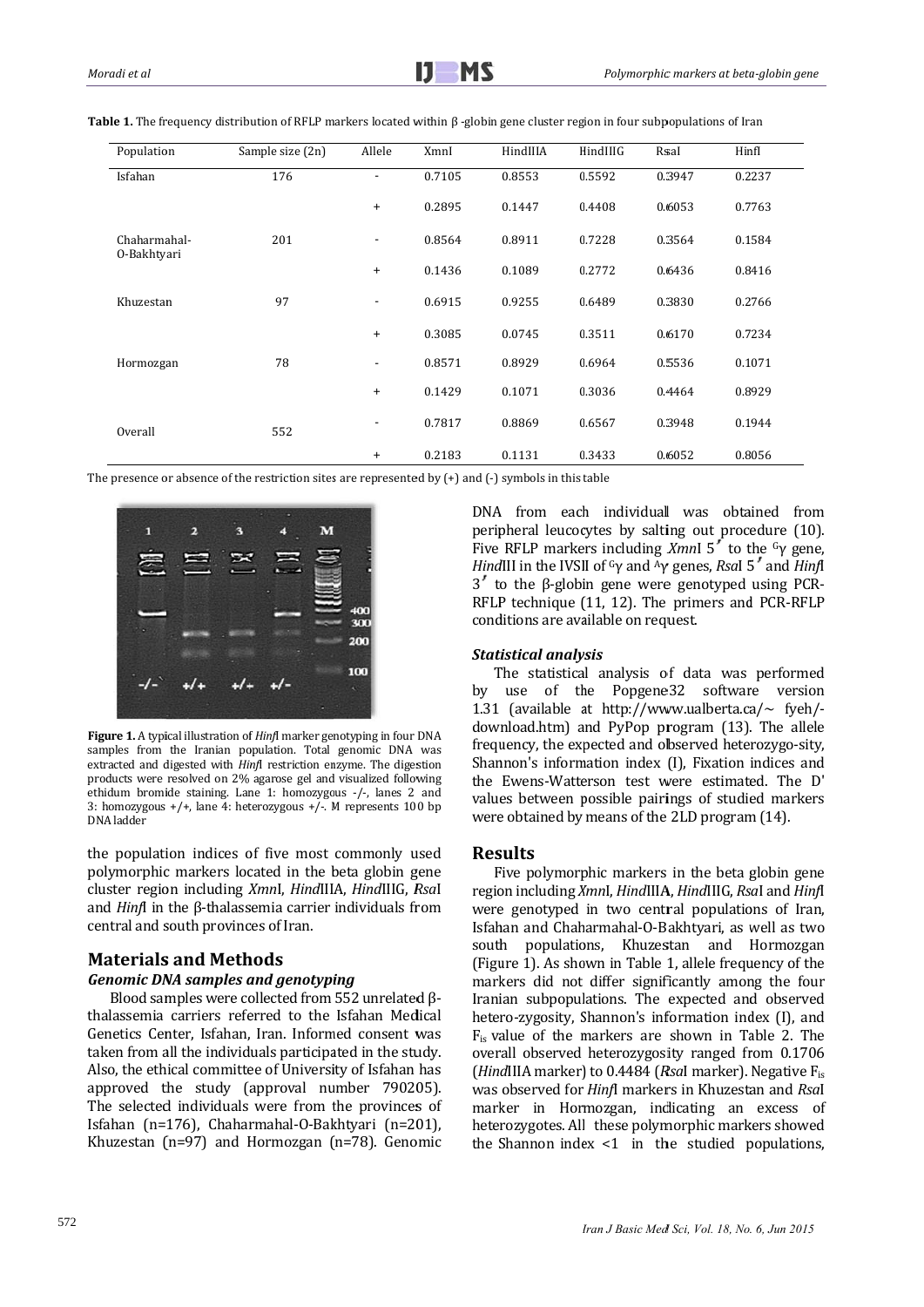**Table 1.** The frequency distribution of RFLP markers located within β -globin gene cluster region in four subpopulations of Iran

| Population | Sample size (2n) | Allele | XmnI | HindIIIA | HindIIIG | RsaI | HinfI |
|---|---|---|---|---|---|---|---|
| Isfahan | 176 | - | 0.7105 | 0.8553 | 0.5592 | 0.3947 | 0.2237 |
| | | + | 0.2895 | 0.1447 | 0.4408 | 0.6053 | 0.7763 |
| Chaharmahal-O-Bakhtyari | 201 | - | 0.8564 | 0.8911 | 0.7228 | 0.3564 | 0.1584 |
| | | + | 0.1436 | 0.1089 | 0.2772 | 0.6436 | 0.8416 |
| Khuzestan | 97 | - | 0.6915 | 0.9255 | 0.6489 | 0.3830 | 0.2766 |
| | | + | 0.3085 | 0.0745 | 0.3511 | 0.6170 | 0.7234 |
| Hormozgan | 78 | - | 0.8571 | 0.8929 | 0.6964 | 0.5536 | 0.1071 |
| | | + | 0.1429 | 0.1071 | 0.3036 | 0.4464 | 0.8929 |
| Overall | 552 | - | 0.7817 | 0.8869 | 0.6567 | 0.3948 | 0.1944 |
| | | + | 0.2183 | 0.1131 | 0.3433 | 0.6052 | 0.8056 |

The presence or absence of the restriction sites are represented by (+) and (-) symbols in this table

**Figure 1.** A typical illustration of *Hinf*I marker genotyping in four DNA samples from the Iranian population. Total genomic DNA was extracted and digested with *Hinf*I restriction enzyme. The digestion products were resolved on 2% agarose gel and visualized following ethidum bromide staining. Lane 1: homozygous -/-, lanes 2 and 3: homozygous +/+, lane 4: heterozygous +/-. M represents 100 bp DNA ladder

the population indices of five most commonly used polymorphic markers located in the beta globin gene cluster region including *Xmn*I, *Hind*IIIA, *Hind*IIIG, *Rsa*I and *Hinf*I in the β-thalassemia carrier individuals from central and south provinces of Iran.

## Materials and Methods

### Genomic DNA samples and genotyping

Blood samples were collected from 552 unrelated β-thalassemia carriers referred to the Isfahan Medical Genetics Center, Isfahan, Iran. Informed consent was taken from all the individuals participated in the study. Also, the ethical committee of University of Isfahan has approved the study (approval number 790205). The selected individuals were from the provinces of Isfahan (n=176), Chaharmahal-O-Bakhtyari (n=201), Khuzestan (n=97) and Hormozgan (n=78). Genomic DNA from each individual was obtained from peripheral leucocytes by salting out procedure (10). Five RFLP markers including *Xmn*I 5′ to the $^{G}\gamma$ gene, *Hind*III in the IVSII of $^{G}\gamma$ and $^{A}\gamma$ genes, *Rsa*I 5′ and *Hinf*I 3′ to the β-globin gene were genotyped using PCR-RFLP technique (11, 12). The primers and PCR-RFLP conditions are available on request.

### Statistical analysis

The statistical analysis of data was performed by use of the Popgene32 software version 1.31 (available at http://www.ualberta.ca/~ fyeh/-download.htm) and PyPop program (13). The allele frequency, the expected and observed heterozygo-sity, Shannon's information index (I), Fixation indices and the Ewens-Watterson test were estimated. The D' values between possible pairings of studied markers were obtained by means of the 2LD program (14).

## Results

Five polymorphic markers in the beta globin gene region including *Xmn*I, *Hind*IIIA, *Hind*IIIG, *Rsa*I and *Hinf*I were genotyped in two central populations of Iran, Isfahan and Chaharmahal-O-Bakhtyari, as well as two south populations, Khuzestan and Hormozgan (Figure 1). As shown in Table 1, allele frequency of the markers did not differ significantly among the four Iranian subpopulations. The expected and observed hetero-zygosity, Shannon's information index (I), and $F_{is}$ value of the markers are shown in Table 2. The overall observed heterozygosity ranged from 0.1706 (*Hind*IIIA marker) to 0.4484 (*Rsa*I marker). Negative $F_{is}$ was observed for *Hinf*I markers in Khuzestan and *Rsa*I marker in Hormozgan, indicating an excess of heterozygotes. All these polymorphic markers showed the Shannon index <1 in the studied populations,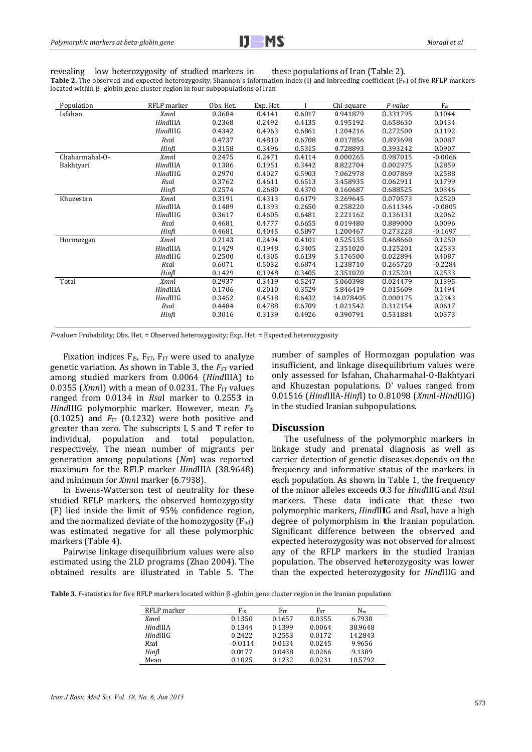revealing low heterozygosity of studied markers in these populations of Iran (Table 2).

**Table 2.** The observed and expected heterozygosity, Shannon's information index (I) and inbreeding coefficient ($F_{is}$) of five RFLP markers located within β -globin gene cluster region in four subpopulations of Iran

| Population | RFLP marker | Obs. Het. | Exp. Het. | I | Chi-square | *P-value* | $F_{is}$ |
|---|---|---|---|---|---|---|---|
| Isfahan | *Xmn*I | 0.3684 | 0.4141 | 0.6017 | 0.941879 | 0.331795 | 0.1044 |
| | *Hind*IIIA | 0.2368 | 0.2492 | 0.4135 | 0.195192 | 0.658630 | 0.0434 |
| | *Hind*IIIG | 0.4342 | 0.4963 | 0.6861 | 1.204216 | 0.272500 | 0.1192 |
| | *Rsa*I | 0.4737 | 0.4810 | 0.6708 | 0.017856 | 0.893698 | 0.0087 |
| | *Hinf*I | 0.3158 | 0.3496 | 0.5315 | 0.728893 | 0.393242 | 0.0907 |
| Chaharmahal-O-Bakhtyari | *Xmn*I | 0.2475 | 0.2471 | 0.4114 | 0.000265 | 0.987015 | -0.0066 |
| | *Hind*IIIA | 0.1386 | 0.1951 | 0.3442 | 8.822704 | 0.002975 | 0.2859 |
| | *Hind*IIIG | 0.2970 | 0.4027 | 0.5903 | 7.062978 | 0.007869 | 0.2588 |
| | *Rsa*I | 0.3762 | 0.4611 | 0.6513 | 3.458935 | 0.062911 | 0.1799 |
| | *Hinf*I | 0.2574 | 0.2680 | 0.4370 | 0.160687 | 0.688525 | 0.0346 |
| Khuzestan | *Xmn*I | 0.3191 | 0.4313 | 0.6179 | 3.269645 | 0.070573 | 0.2520 |
| | *Hind*IIIA | 0.1489 | 0.1393 | 0.2650 | 0.258220 | 0.611346 | -0.0805 |
| | *Hind*IIIG | 0.3617 | 0.4605 | 0.6481 | 2.221162 | 0.136131 | 0.2062 |
| | *Rsa*I | 0.4681 | 0.4777 | 0.6655 | 0.019480 | 0.889000 | 0.0096 |
| | *Hinf*I | 0.4681 | 0.4045 | 0.5897 | 1.200467 | 0.273228 | -0.1697 |
| Hormozgan | *Xmn*I | 0.2143 | 0.2494 | 0.4101 | 0.525135 | 0.468660 | 0.1250 |
| | *Hind*IIIA | 0.1429 | 0.1948 | 0.3405 | 2.351020 | 0.125201 | 0.2533 |
| | *Hind*IIIG | 0.2500 | 0.4305 | 0.6139 | 5.176500 | 0.022894 | 0.4087 |
| | *Rsa*I | 0.6071 | 0.5032 | 0.6874 | 1.238710 | 0.265720 | -0.2284 |
| | *Hinf*I | 0.1429 | 0.1948 | 0.3405 | 2.351020 | 0.125201 | 0.2533 |
| Total | *Xmn*I | 0.2937 | 0.3419 | 0.5247 | 5.060398 | 0.024479 | 0.1395 |
| | *Hind*IIIA | 0.1706 | 0.2010 | 0.3529 | 5.846419 | 0.015609 | 0.1494 |
| | *Hind*IIIG | 0.3452 | 0.4518 | 0.6432 | 14.078405 | 0.000175 | 0.2343 |
| | *Rsa*I | 0.4484 | 0.4788 | 0.6709 | 1.021542 | 0.312154 | 0.0617 |
| | *Hinf*I | 0.3016 | 0.3139 | 0.4926 | 0.390791 | 0.531884 | 0.0373 |

*P*-value= Probability; Obs. Het. = Observed heterozygosity; Exp. Het. = Expected heterozygosity

Fixation indices $F_{IS}$, $F_{ST}$, $F_{IT}$ were used to analyze genetic variation. As shown in Table 3, the $F_{ST}$ varied among studied markers from 0.0064 (*Hind*IIIA) to 0.0355 (*Xmn*I) with a mean of 0.0231. The $F_{IT}$ values ranged from 0.0134 in *Rsa*I marker to 0.2553 in *Hind*IIIG polymorphic marker. However, mean $F_{IS}$ (0.1025) and $F_{IT}$ (0.1232) were both positive and greater than zero. The subscripts I, S and T refer to individual, population and total population, respectively. The mean number of migrants per generation among populations (*Nm*) was reported maximum for the RFLP marker *Hind*IIIA (38.9648) and minimum for *Xmn*I marker (6.7938).

In Ewens-Watterson test of neutrality for these studied RFLP markers, the observed homozygosity (F) lied inside the limit of 95% confidence region, and the normalized deviate of the homozygosity (**F**$_{nd}$) was estimated negative for all these polymorphic markers (Table 4).

Pairwise linkage disequilibrium values were also estimated using the 2LD programs (Zhao 2004). The obtained results are illustrated in Table 5. The number of samples of Hormozgan population was insufficient, and linkage disequilibrium values were only assessed for Isfahan, Chaharmahal-O-Bakhtyari and Khuzestan populations. D' values ranged from 0.01516 (*Hind*IIIA-*Hinf*I) to 0.81098 (*Xmn*I-*Hind*IIIG) in the studied Iranian subpopulations.

## Discussion

The usefulness of the polymorphic markers in linkage study and prenatal diagnosis as well as carrier detection of genetic diseases depends on the frequency and informative status of the markers in each population. As shown in Table 1, the frequency of the minor alleles exceeds 0.3 for *Hind*IIIG and *Rsa*I markers. These data indicate that these two polymorphic markers, *Hind*IIIG and *Rsa*I, have a high degree of polymorphism in the Iranian population. Significant difference between the observed and expected heterozygosity was not observed for almost any of the RFLP markers in the studied Iranian population. The observed heterozygosity was lower than the expected heterozygosity for *Hind*IIIG and

**Table 3.** *F*-statistics for five RFLP markers located within β -globin gene cluster region in the Iranian population

| RFLP marker | $F_{IS}$ | $F_{IT}$ | $F_{ST}$ | $N_m$ |
|---|---|---|---|---|
| *Xmn*I | 0.1350 | 0.1657 | 0.0355 | 6.7938 |
| *Hind*IIIA | 0.1344 | 0.1399 | 0.0064 | 38.9648 |
| *Hind*IIIG | 0.2422 | 0.2553 | 0.0172 | 14.2843 |
| *Rsa*I | -0.0114 | 0.0134 | 0.0245 | 9.9656 |
| *Hinf*I | 0.0177 | 0.0438 | 0.0266 | 9.1389 |
| Mean | 0.1025 | 0.1232 | 0.0231 | 10.5792 |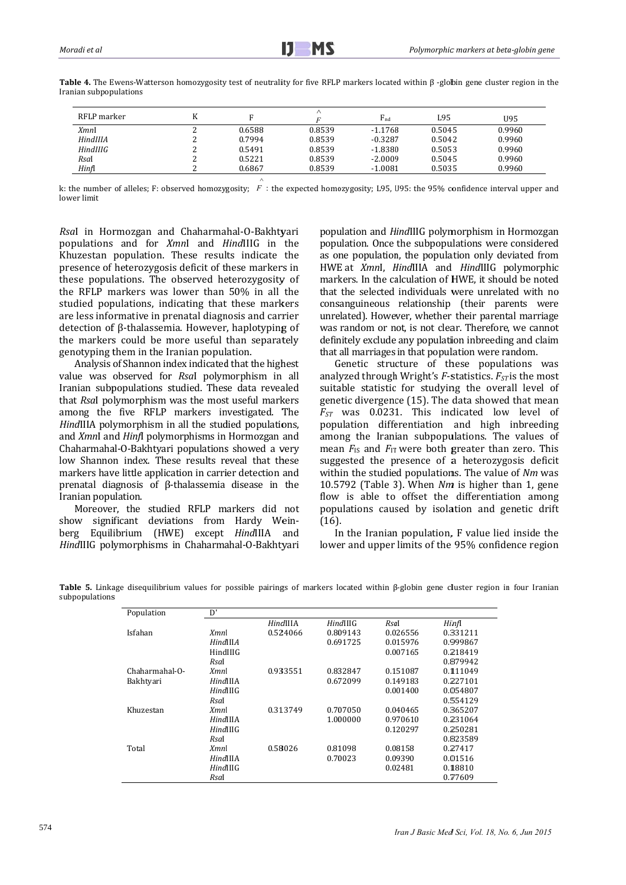**Table 4.** The Ewens-Watterson homozygosity test of neutrality for five RFLP markers located within β -globin gene cluster region in the Iranian subpopulations

| RFLP marker | K | F | $\hat{F}$ | $F_{nd}$ | L95 | U95 |
|---|---|---|---|---|---|---|
| *Xmn*I | 2 | 0.6588 | 0.8539 | -1.1768 | 0.5045 | 0.9960 |
| *HindIIIA* | 2 | 0.7994 | 0.8539 | -0.3287 | 0.5042 | 0.9960 |
| *HindIIIG* | 2 | 0.5491 | 0.8539 | -1.8380 | 0.5053 | 0.9960 |
| *Rsa*I | 2 | 0.5221 | 0.8539 | -2.0009 | 0.5045 | 0.9960 |
| *Hinf*I | 2 | 0.6867 | 0.8539 | -1.0081 | 0.5035 | 0.9960 |

k: the number of alleles; F: observed homozygosity; $\hat{F}$ : the expected homozygosity; L95, U95: the 95% confidence interval upper and lower limit

*Rsa*I in Hormozgan and Chaharmahal-O-Bakhtyari populations and for *Xmn*I and *Hind*IIIG in the Khuzestan population. These results indicate the presence of heterozygosis deficit of these markers in these populations. The observed heterozygosity of the RFLP markers was lower than 50% in all the studied populations, indicating that these markers are less informative in prenatal diagnosis and carrier detection of β-thalassemia. However, haplotyping of the markers could be more useful than separately genotyping them in the Iranian population.

Analysis of Shannon index indicated that the highest value was observed for *Rsa*I polymorphism in all Iranian subpopulations studied. These data revealed that *Rsa*I polymorphism was the most useful markers among the five RFLP markers investigated. The *Hind*IIIA polymorphism in all the studied populations, and *Xmn*I and *Hinf*I polymorphisms in Hormozgan and Chaharmahal-O-Bakhtyari populations showed a very low Shannon index. These results reveal that these markers have little application in carrier detection and prenatal diagnosis of β-thalassemia disease in the Iranian population.

Moreover, the studied RFLP markers did not show significant deviations from Hardy Weinberg Equilibrium (HWE) except *Hind*IIIA and *Hind*IIIG polymorphisms in Chaharmahal-O-Bakhtyari population and *Hind*IIIG polymorphism in Hormozgan population. Once the subpopulations were considered as one population, the population only deviated from HWE at *Xmn*I, *Hind*IIIA and *Hind*IIIG polymorphic markers. In the calculation of HWE, it should be noted that the selected individuals were unrelated with no consanguineous relationship (their parents were unrelated). However, whether their parental marriage was random or not, is not clear. Therefore, we cannot definitely exclude any population inbreeding and claim that all marriages in that population were random.

Genetic structure of these populations was analyzed through Wright's *F*-statistics. $F_{ST}$ is the most suitable statistic for studying the overall level of genetic divergence (15). The data showed that mean $F_{ST}$ was 0.0231. This indicated low level of population differentiation and high inbreeding among the Iranian subpopulations. The values of mean $F_{IS}$ and $F_{IT}$ were both greater than zero. This suggested the presence of a heterozygosis deficit within the studied populations. The value of *Nm* was 10.5792 (Table 3). When *Nm* is higher than 1, gene flow is able to offset the differentiation among populations caused by isolation and genetic drift (16).

In the Iranian population, F value lied inside the lower and upper limits of the 95% confidence region

**Table 5.** Linkage disequilibrium values for possible pairings of markers located within β-globin gene cluster region in four Iranian subpopulations

| Population | D' | | | | |
|---|---|---|---|---|---|
| | | *Hind*IIIA | *Hind*IIIG | *Rsa*I | *Hinf*I |
| Isfahan | *Xmn*I | 0.524066 | 0.809143 | 0.026556 | 0.331211 |
| | *Hind*IIIA | | 0.691725 | 0.015976 | 0.999867 |
| | HindIIIG | | | 0.007165 | 0.218419 |
| | *Rsa*I | | | | 0.879942 |
| Chaharmahal-O-Bakhtyari | *Xmn*I | 0.933551 | 0.832847 | 0.151087 | 0.111049 |
| | *Hind*IIIA | | 0.672099 | 0.149183 | 0.227101 |
| | *Hind*IIIG | | | 0.001400 | 0.054807 |
| | *Rsa*I | | | | 0.554129 |
| Khuzestan | *Xmn*I | 0.313749 | 0.707050 | 0.040465 | 0.365207 |
| | *Hind*IIIA | | 1.000000 | 0.970610 | 0.231064 |
| | *Hind*IIIG | | | 0.120297 | 0.250281 |
| | *Rsa*I | | | | 0.823589 |
| Total | *Xmn*I | 0.58026 | 0.81098 | 0.08158 | 0.27417 |
| | *Hind*IIIA | | 0.70023 | 0.09390 | 0.01516 |
| | *Hind*IIIG | | | 0.02481 | 0.18810 |
| | *Rsa*I | | | | 0.77609 |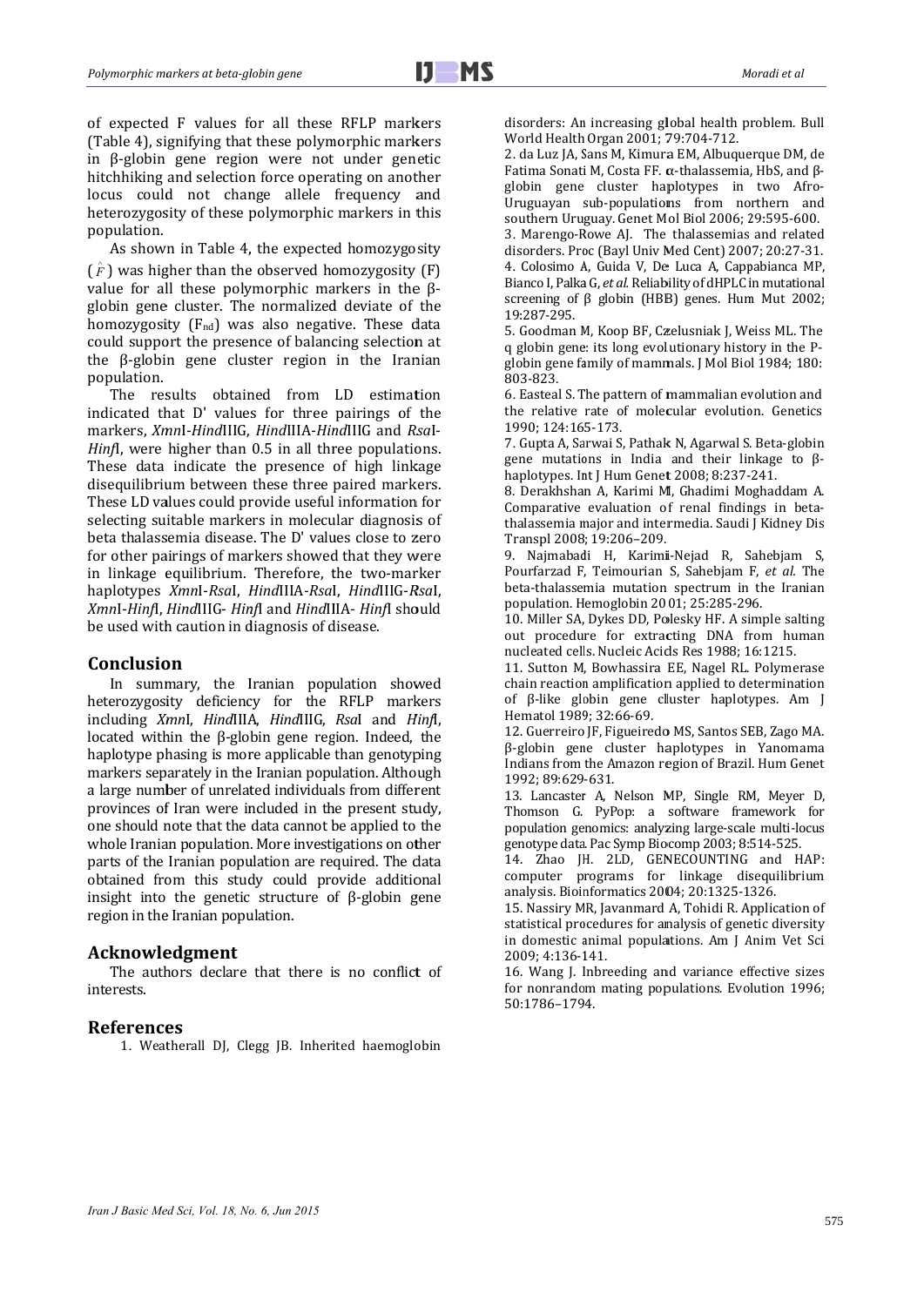of expected F values for all these RFLP markers (Table 4), signifying that these polymorphic markers in β-globin gene region were not under genetic hitchhiking and selection force operating on another locus could not change allele frequency and heterozygosity of these polymorphic markers in this population.

As shown in Table 4, the expected homozygosity ($\hat{F}$) was higher than the observed homozygosity (F) value for all these polymorphic markers in the β-globin gene cluster. The normalized deviate of the homozygosity ($F_{nd}$) was also negative. These data could support the presence of balancing selection at the β-globin gene cluster region in the Iranian population.

The results obtained from LD estimation indicated that D' values for three pairings of the markers, *Xmn*I-*Hind*IIIG, *Hind*IIIA-*Hind*IIIG and *Rsa*I-*Hinf*I, were higher than 0.5 in all three populations. These data indicate the presence of high linkage disequilibrium between these three paired markers. These LD values could provide useful information for selecting suitable markers in molecular diagnosis of beta thalassemia disease. The D' values close to zero for other pairings of markers showed that they were in linkage equilibrium. Therefore, the two-marker haplotypes *Xmn*I-*Rsa*I, *Hind*IIIA-*Rsa*I, *Hind*IIIG-*Rsa*I, *Xmn*I-*Hinf*I, *Hind*IIIG- *Hinf*I and *Hind*IIIA- *Hinf*I should be used with caution in diagnosis of disease.

## Conclusion

In summary, the Iranian population showed heterozygosity deficiency for the RFLP markers including *Xmn*I, *Hind*IIIA, *Hind*IIIG, *Rsa*I and *Hinf*I, located within the β-globin gene region. Indeed, the haplotype phasing is more applicable than genotyping markers separately in the Iranian population. Although a large number of unrelated individuals from different provinces of Iran were included in the present study, one should note that the data cannot be applied to the whole Iranian population. More investigations on other parts of the Iranian population are required. The data obtained from this study could provide additional insight into the genetic structure of β-globin gene region in the Iranian population.

## Acknowledgment

The authors declare that there is no conflict of interests.

## References

1. Weatherall DJ, Clegg JB. Inherited haemoglobin disorders: An increasing global health problem. Bull World Health Organ 2001; 79:704-712.
2. da Luz JA, Sans M, Kimura EM, Albuquerque DM, de Fatima Sonati M, Costa FF. α-thalassemia, HbS, and β-globin gene cluster haplotypes in two Afro-Uruguayan sub-populations from northern and southern Uruguay. Genet Mol Biol 2006; 29:595-600.
3. Marengo-Rowe AJ. The thalassemias and related disorders. Proc (Bayl Univ Med Cent) 2007; 20:27-31.
4. Colosimo A, Guida V, De Luca A, Cappabianca MP, Bianco I, Palka G, *et al.* Reliability of dHPLC in mutational screening of β globin (HBB) genes. Hum Mut 2002; 19:287-295.
5. Goodman M, Koop BF, Czelusniak J, Weiss ML. The q globin gene: its long evolutionary history in the P-globin gene family of mammals. J Mol Biol 1984; 180: 803-823.
6. Easteal S. The pattern of mammalian evolution and the relative rate of molecular evolution. Genetics 1990; 124:165-173.
7. Gupta A, Sarwai S, Pathak N, Agarwal S. Beta-globin gene mutations in India and their linkage to β-haplotypes. Int J Hum Genet 2008; 8:237-241.
8. Derakhshan A, Karimi M, Ghadimi Moghaddam A. Comparative evaluation of renal findings in beta-thalassemia major and intermedia. Saudi J Kidney Dis Transpl 2008; 19:206–209.
9. Najmabadi H, Karimi-Nejad R, Sahebjam S, Pourfarzad F, Teimourian S, Sahebjam F, *et al.* The beta-thalassemia mutation spectrum in the Iranian population. Hemoglobin 2001; 25:285-296.
10. Miller SA, Dykes DD, Polesky HF. A simple salting out procedure for extracting DNA from human nucleated cells. Nucleic Acids Res 1988; 16:1215.
11. Sutton M, Bowhassira EE, Nagel RL. Polymerase chain reaction amplification applied to determination of β-like globin gene cluster haplotypes. Am J Hematol 1989; 32:66-69.
12. Guerreiro JF, Figueiredo MS, Santos SEB, Zago MA. β-globin gene cluster haplotypes in Yanomama Indians from the Amazon region of Brazil. Hum Genet 1992; 89:629-631.
13. Lancaster A, Nelson MP, Single RM, Meyer D, Thomson G. PyPop: a software framework for population genomics: analyzing large-scale multi-locus genotype data. Pac Symp Biocomp 2003; 8:514-525.
14. Zhao JH. 2LD, GENECOUNTING and HAP: computer programs for linkage disequilibrium analysis. Bioinformatics 2004; 20:1325-1326.
15. Nassiry MR, Javanmard A, Tohidi R. Application of statistical procedures for analysis of genetic diversity in domestic animal populations. Am J Anim Vet Sci 2009; 4:136-141.
16. Wang J. Inbreeding and variance effective sizes for nonrandom mating populations. Evolution 1996; 50:1786–1794.